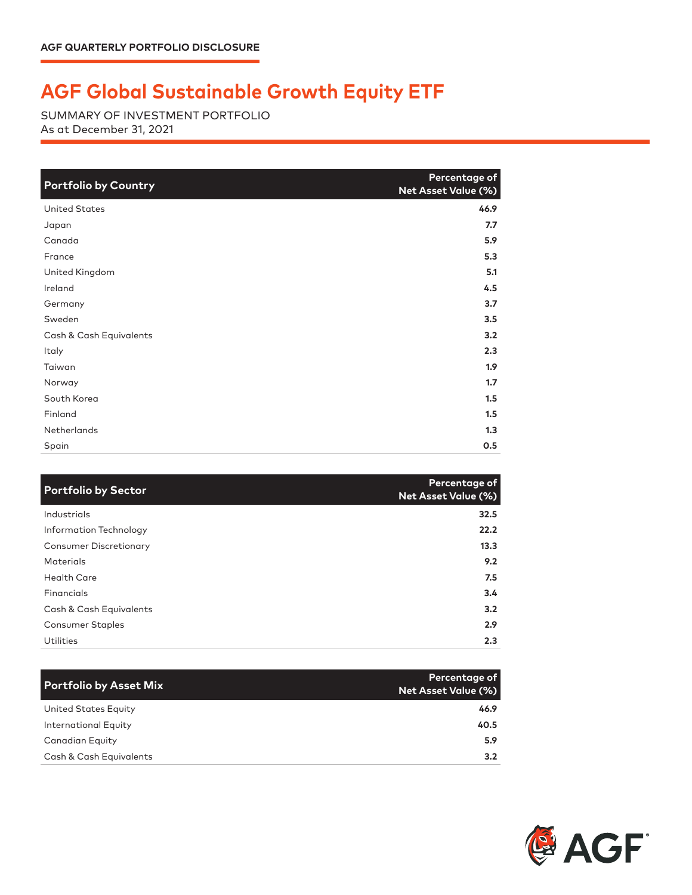AGF QUARTERLY PORTFOLIO DISCLOSURE

# AGF Global Sustainable Growth Equity ETF

SUMMARY OF INVESTMENT PORTFOLIO
As at December 31, 2021

| Portfolio by Country | Percentage of Net Asset Value (%) |
|---|---|
| United States | 46.9 |
| Japan | 7.7 |
| Canada | 5.9 |
| France | 5.3 |
| United Kingdom | 5.1 |
| Ireland | 4.5 |
| Germany | 3.7 |
| Sweden | 3.5 |
| Cash & Cash Equivalents | 3.2 |
| Italy | 2.3 |
| Taiwan | 1.9 |
| Norway | 1.7 |
| South Korea | 1.5 |
| Finland | 1.5 |
| Netherlands | 1.3 |
| Spain | 0.5 |

| Portfolio by Sector | Percentage of Net Asset Value (%) |
|---|---|
| Industrials | 32.5 |
| Information Technology | 22.2 |
| Consumer Discretionary | 13.3 |
| Materials | 9.2 |
| Health Care | 7.5 |
| Financials | 3.4 |
| Cash & Cash Equivalents | 3.2 |
| Consumer Staples | 2.9 |
| Utilities | 2.3 |

| Portfolio by Asset Mix | Percentage of Net Asset Value (%) |
|---|---|
| United States Equity | 46.9 |
| International Equity | 40.5 |
| Canadian Equity | 5.9 |
| Cash & Cash Equivalents | 3.2 |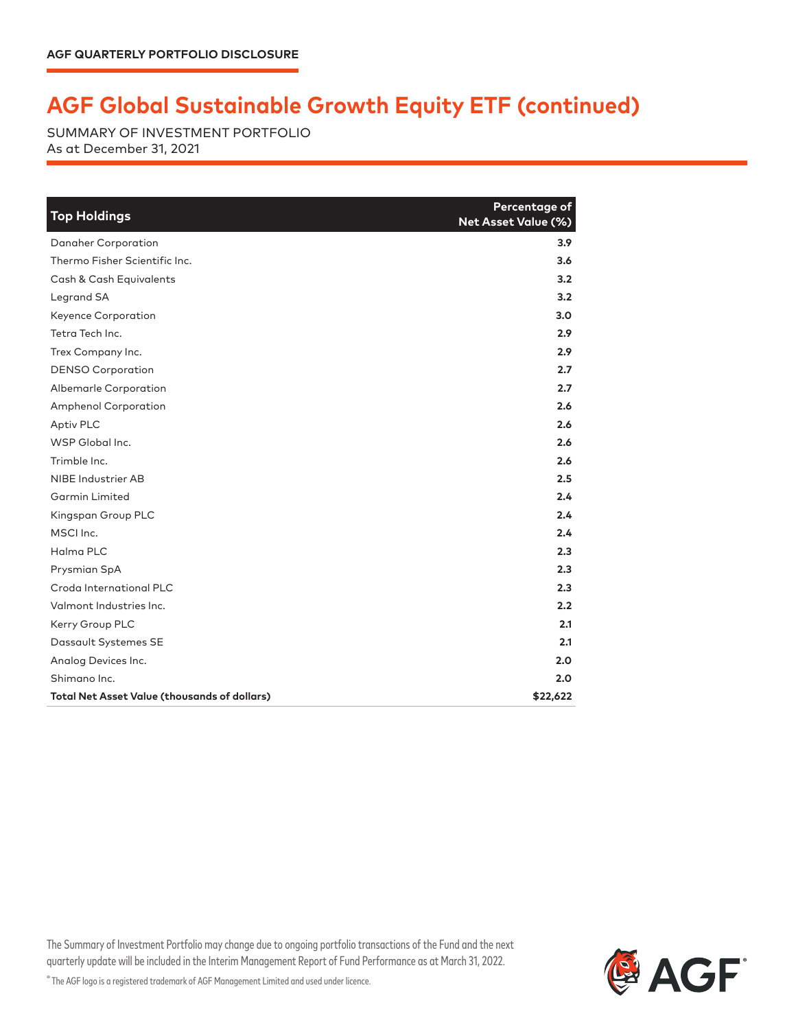AGF QUARTERLY PORTFOLIO DISCLOSURE

# AGF Global Sustainable Growth Equity ETF (continued)

SUMMARY OF INVESTMENT PORTFOLIO
As at December 31, 2021

| Top Holdings | Percentage of Net Asset Value (%) |
|---|---|
| Danaher Corporation | 3.9 |
| Thermo Fisher Scientific Inc. | 3.6 |
| Cash & Cash Equivalents | 3.2 |
| Legrand SA | 3.2 |
| Keyence Corporation | 3.0 |
| Tetra Tech Inc. | 2.9 |
| Trex Company Inc. | 2.9 |
| DENSO Corporation | 2.7 |
| Albemarle Corporation | 2.7 |
| Amphenol Corporation | 2.6 |
| Aptiv PLC | 2.6 |
| WSP Global Inc. | 2.6 |
| Trimble Inc. | 2.6 |
| NIBE Industrier AB | 2.5 |
| Garmin Limited | 2.4 |
| Kingspan Group PLC | 2.4 |
| MSCI Inc. | 2.4 |
| Halma PLC | 2.3 |
| Prysmian SpA | 2.3 |
| Croda International PLC | 2.3 |
| Valmont Industries Inc. | 2.2 |
| Kerry Group PLC | 2.1 |
| Dassault Systemes SE | 2.1 |
| Analog Devices Inc. | 2.0 |
| Shimano Inc. | 2.0 |
| **Total Net Asset Value (thousands of dollars)** | **$22,622** |

The Summary of Investment Portfolio may change due to ongoing portfolio transactions of the Fund and the next quarterly update will be included in the Interim Management Report of Fund Performance as at March 31, 2022.

® The AGF logo is a registered trademark of AGF Management Limited and used under licence.